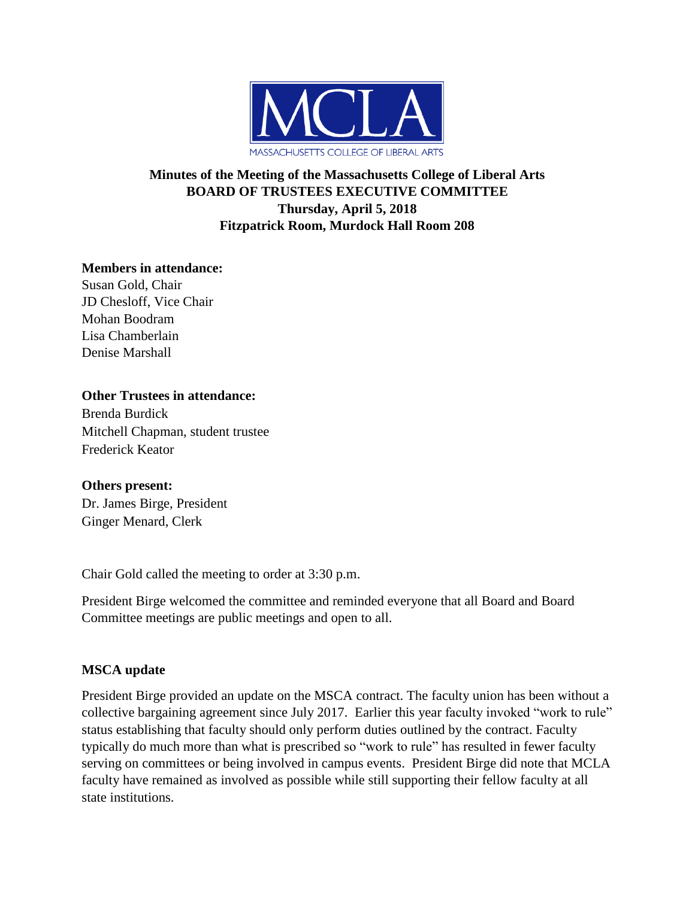MCLA

MASSACHUSETTS COLLEGE OF LIBERAL ARTS

# Minutes of the Meeting of the Massachusetts College of Liberal Arts BOARD OF TRUSTEES EXECUTIVE COMMITTEE Thursday, April 5, 2018 Fitzpatrick Room, Murdock Hall Room 208

**Members in attendance:**
Susan Gold, Chair
JD Chesloff, Vice Chair
Mohan Boodram
Lisa Chamberlain
Denise Marshall

**Other Trustees in attendance:**
Brenda Burdick
Mitchell Chapman, student trustee
Frederick Keator

**Others present:**
Dr. James Birge, President
Ginger Menard, Clerk

Chair Gold called the meeting to order at 3:30 p.m.

President Birge welcomed the committee and reminded everyone that all Board and Board Committee meetings are public meetings and open to all.

**MSCA update**

President Birge provided an update on the MSCA contract. The faculty union has been without a collective bargaining agreement since July 2017. Earlier this year faculty invoked "work to rule" status establishing that faculty should only perform duties outlined by the contract. Faculty typically do much more than what is prescribed so "work to rule" has resulted in fewer faculty serving on committees or being involved in campus events. President Birge did note that MCLA faculty have remained as involved as possible while still supporting their fellow faculty at all state institutions.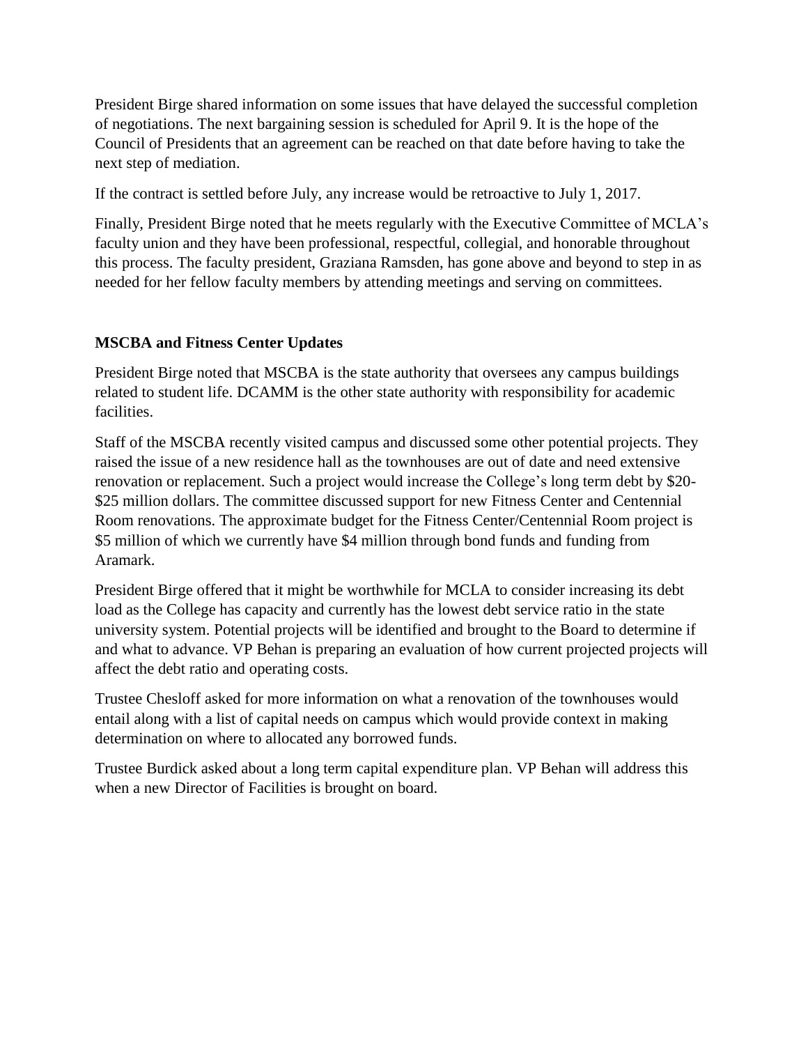President Birge shared information on some issues that have delayed the successful completion of negotiations. The next bargaining session is scheduled for April 9. It is the hope of the Council of Presidents that an agreement can be reached on that date before having to take the next step of mediation.

If the contract is settled before July, any increase would be retroactive to July 1, 2017.

Finally, President Birge noted that he meets regularly with the Executive Committee of MCLA's faculty union and they have been professional, respectful, collegial, and honorable throughout this process. The faculty president, Graziana Ramsden, has gone above and beyond to step in as needed for her fellow faculty members by attending meetings and serving on committees.

**MSCBA and Fitness Center Updates**

President Birge noted that MSCBA is the state authority that oversees any campus buildings related to student life. DCAMM is the other state authority with responsibility for academic facilities.

Staff of the MSCBA recently visited campus and discussed some other potential projects. They raised the issue of a new residence hall as the townhouses are out of date and need extensive renovation or replacement. Such a project would increase the College's long term debt by $20-$25 million dollars. The committee discussed support for new Fitness Center and Centennial Room renovations. The approximate budget for the Fitness Center/Centennial Room project is $5 million of which we currently have $4 million through bond funds and funding from Aramark.

President Birge offered that it might be worthwhile for MCLA to consider increasing its debt load as the College has capacity and currently has the lowest debt service ratio in the state university system. Potential projects will be identified and brought to the Board to determine if and what to advance. VP Behan is preparing an evaluation of how current projected projects will affect the debt ratio and operating costs.

Trustee Chesloff asked for more information on what a renovation of the townhouses would entail along with a list of capital needs on campus which would provide context in making determination on where to allocated any borrowed funds.

Trustee Burdick asked about a long term capital expenditure plan. VP Behan will address this when a new Director of Facilities is brought on board.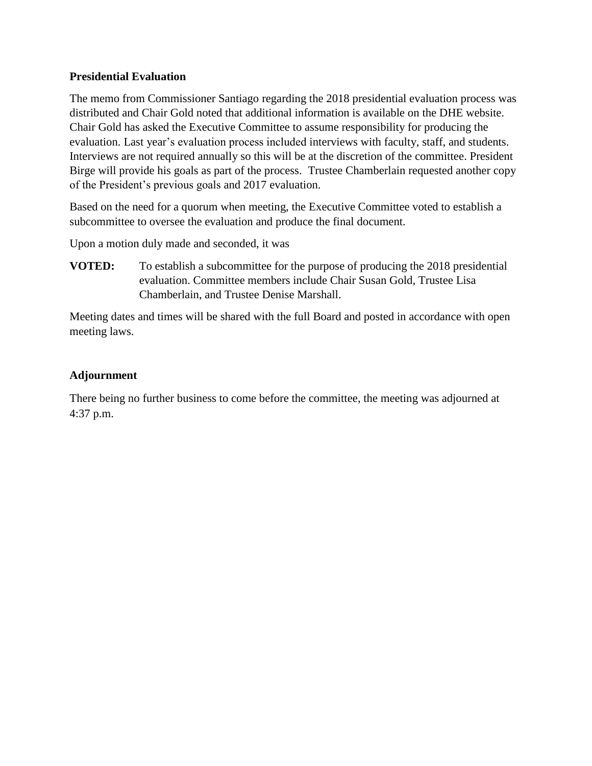### Presidential Evaluation

The memo from Commissioner Santiago regarding the 2018 presidential evaluation process was distributed and Chair Gold noted that additional information is available on the DHE website. Chair Gold has asked the Executive Committee to assume responsibility for producing the evaluation. Last year's evaluation process included interviews with faculty, staff, and students. Interviews are not required annually so this will be at the discretion of the committee. President Birge will provide his goals as part of the process. Trustee Chamberlain requested another copy of the President's previous goals and 2017 evaluation.

Based on the need for a quorum when meeting, the Executive Committee voted to establish a subcommittee to oversee the evaluation and produce the final document.

Upon a motion duly made and seconded, it was

**VOTED:** To establish a subcommittee for the purpose of producing the 2018 presidential evaluation. Committee members include Chair Susan Gold, Trustee Lisa Chamberlain, and Trustee Denise Marshall.

Meeting dates and times will be shared with the full Board and posted in accordance with open meeting laws.

### Adjournment

There being no further business to come before the committee, the meeting was adjourned at 4:37 p.m.